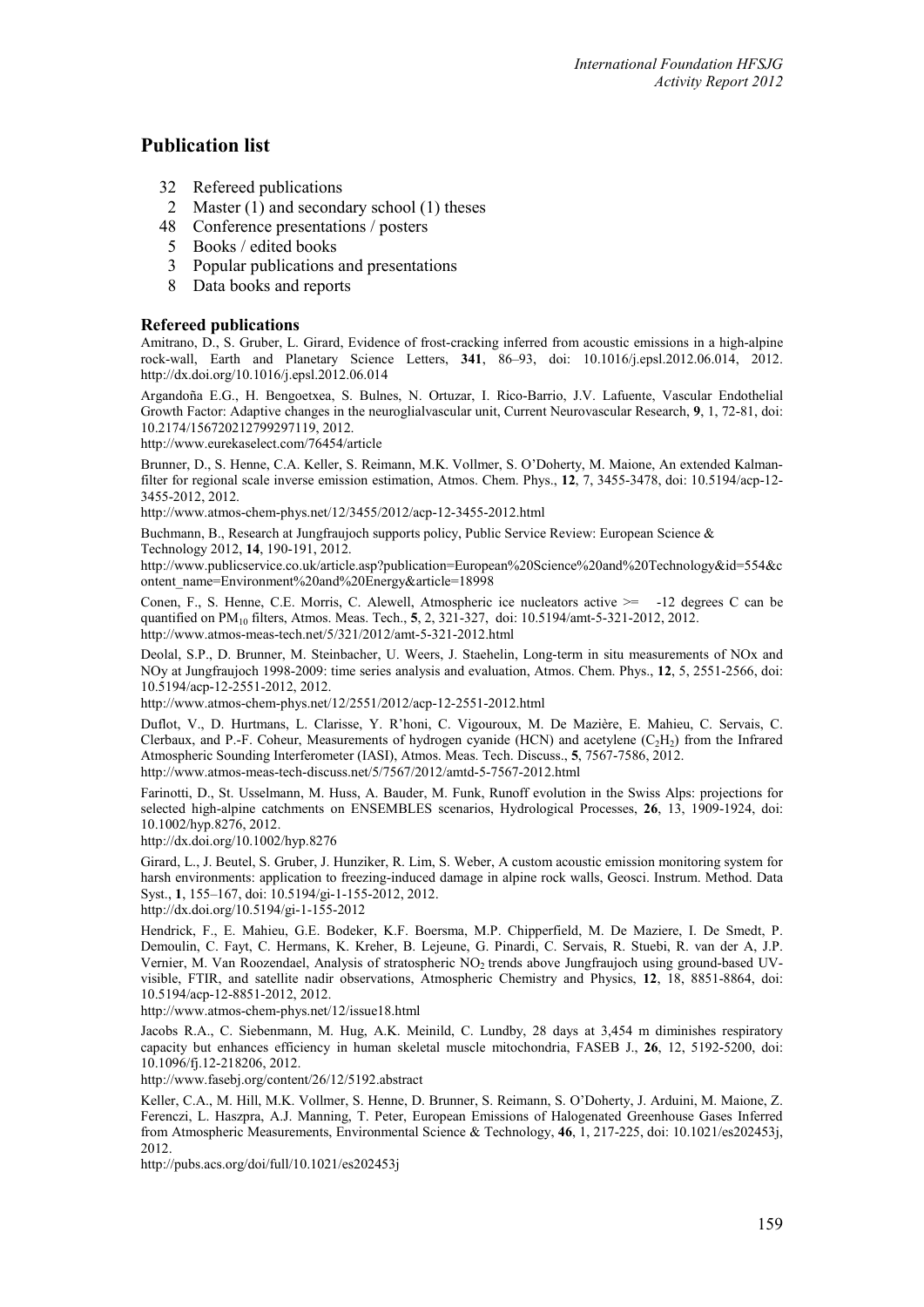## Publication list

- 32 Refereed publications
- 2 Master (1) and secondary school (1) theses
- 48 Conference presentations / posters
- 5 Books / edited books
- 3 Popular publications and presentations
- 8 Data books and reports

### Refereed publications

Amitrano, D., S. Gruber, L. Girard, Evidence of frost-cracking inferred from acoustic emissions in a high-alpine rock-wall, Earth and Planetary Science Letters, **341**, 86–93, doi: 10.1016/j.epsl.2012.06.014, 2012. http://dx.doi.org/10.1016/j.epsl.2012.06.014

Argandoña E.G., H. Bengoetxea, S. Bulnes, N. Ortuzar, I. Rico-Barrio, J.V. Lafuente, Vascular Endothelial Growth Factor: Adaptive changes in the neuroglialvascular unit, Current Neurovascular Research, **9**, 1, 72-81, doi: 10.2174/156720212799297119, 2012.
http://www.eurekaselect.com/76454/article

Brunner, D., S. Henne, C.A. Keller, S. Reimann, M.K. Vollmer, S. O'Doherty, M. Maione, An extended Kalman-filter for regional scale inverse emission estimation, Atmos. Chem. Phys., **12**, 7, 3455-3478, doi: 10.5194/acp-12-3455-2012, 2012.
http://www.atmos-chem-phys.net/12/3455/2012/acp-12-3455-2012.html

Buchmann, B., Research at Jungfraujoch supports policy, Public Service Review: European Science & Technology 2012, **14**, 190-191, 2012.
http://www.publicservice.co.uk/article.asp?publication=European%20Science%20and%20Technology&id=554&content_name=Environment%20and%20Energy&article=18998

Conen, F., S. Henne, C.E. Morris, C. Alewell, Atmospheric ice nucleators active >= -12 degrees C can be quantified on $PM_{10}$ filters, Atmos. Meas. Tech., **5**, 2, 321-327, doi: 10.5194/amt-5-321-2012, 2012.
http://www.atmos-meas-tech.net/5/321/2012/amt-5-321-2012.html

Deolal, S.P., D. Brunner, M. Steinbacher, U. Weers, J. Staehelin, Long-term in situ measurements of NOx and NOy at Jungfraujoch 1998-2009: time series analysis and evaluation, Atmos. Chem. Phys., **12**, 5, 2551-2566, doi: 10.5194/acp-12-2551-2012, 2012.
http://www.atmos-chem-phys.net/12/2551/2012/acp-12-2551-2012.html

Duflot, V., D. Hurtmans, L. Clarisse, Y. R'honi, C. Vigouroux, M. De Mazière, E. Mahieu, C. Servais, C. Clerbaux, and P.-F. Coheur, Measurements of hydrogen cyanide (HCN) and acetylene ($C_2H_2$) from the Infrared Atmospheric Sounding Interferometer (IASI), Atmos. Meas. Tech. Discuss., **5**, 7567-7586, 2012.
http://www.atmos-meas-tech-discuss.net/5/7567/2012/amtd-5-7567-2012.html

Farinotti, D., St. Usselmann, M. Huss, A. Bauder, M. Funk, Runoff evolution in the Swiss Alps: projections for selected high-alpine catchments on ENSEMBLES scenarios, Hydrological Processes, **26**, 13, 1909-1924, doi: 10.1002/hyp.8276, 2012.
http://dx.doi.org/10.1002/hyp.8276

Girard, L., J. Beutel, S. Gruber, J. Hunziker, R. Lim, S. Weber, A custom acoustic emission monitoring system for harsh environments: application to freezing-induced damage in alpine rock walls, Geosci. Instrum. Method. Data Syst., **1**, 155–167, doi: 10.5194/gi-1-155-2012, 2012.
http://dx.doi.org/10.5194/gi-1-155-2012

Hendrick, F., E. Mahieu, G.E. Bodeker, K.F. Boersma, M.P. Chipperfield, M. De Maziere, I. De Smedt, P. Demoulin, C. Fayt, C. Hermans, K. Kreher, B. Lejeune, G. Pinardi, C. Servais, R. Stuebi, R. van der A, J.P. Vernier, M. Van Roozendael, Analysis of stratospheric $NO_2$ trends above Jungfraujoch using ground-based UV-visible, FTIR, and satellite nadir observations, Atmospheric Chemistry and Physics, **12**, 18, 8851-8864, doi: 10.5194/acp-12-8851-2012, 2012.
http://www.atmos-chem-phys.net/12/issue18.html

Jacobs R.A., C. Siebenmann, M. Hug, A.K. Meinild, C. Lundby, 28 days at 3,454 m diminishes respiratory capacity but enhances efficiency in human skeletal muscle mitochondria, FASEB J., **26**, 12, 5192-5200, doi: 10.1096/fj.12-218206, 2012.
http://www.fasebj.org/content/26/12/5192.abstract

Keller, C.A., M. Hill, M.K. Vollmer, S. Henne, D. Brunner, S. Reimann, S. O'Doherty, J. Arduini, M. Maione, Z. Ferenczi, L. Haszpra, A.J. Manning, T. Peter, European Emissions of Halogenated Greenhouse Gases Inferred from Atmospheric Measurements, Environmental Science & Technology, **46**, 1, 217-225, doi: 10.1021/es202453j, 2012.
http://pubs.acs.org/doi/full/10.1021/es202453j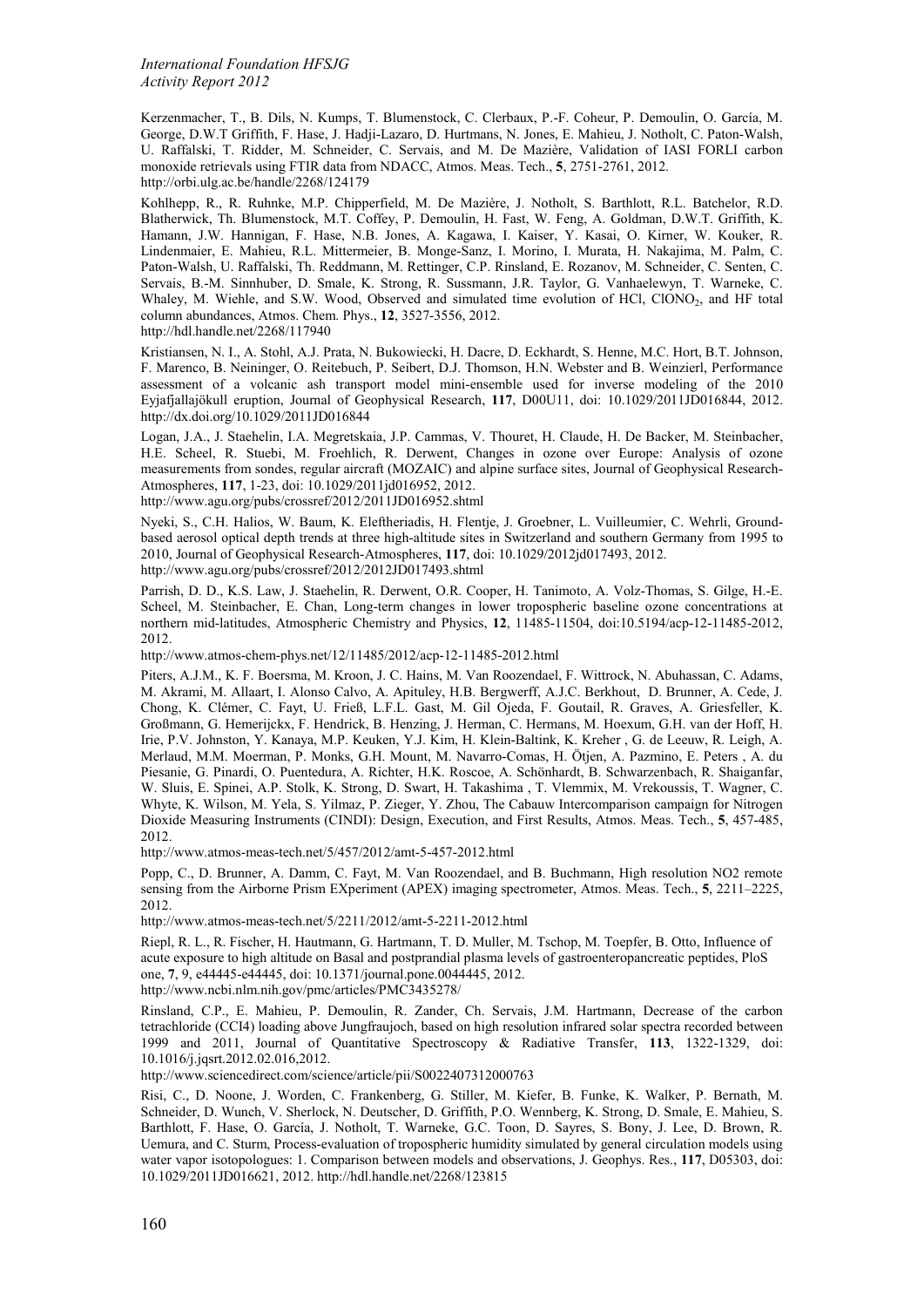Kerzenmacher, T., B. Dils, N. Kumps, T. Blumenstock, C. Clerbaux, P.-F. Coheur, P. Demoulin, O. García, M. George, D.W.T Griffith, F. Hase, J. Hadji-Lazaro, D. Hurtmans, N. Jones, E. Mahieu, J. Notholt, C. Paton-Walsh, U. Raffalski, T. Ridder, M. Schneider, C. Servais, and M. De Mazière, Validation of IASI FORLI carbon monoxide retrievals using FTIR data from NDACC, Atmos. Meas. Tech., **5**, 2751-2761, 2012.
http://orbi.ulg.ac.be/handle/2268/124179

Kohlhepp, R., R. Ruhnke, M.P. Chipperfield, M. De Mazière, J. Notholt, S. Barthlott, R.L. Batchelor, R.D. Blatherwick, Th. Blumenstock, M.T. Coffey, P. Demoulin, H. Fast, W. Feng, A. Goldman, D.W.T. Griffith, K. Hamann, J.W. Hannigan, F. Hase, N.B. Jones, A. Kagawa, I. Kaiser, Y. Kasai, O. Kirner, W. Kouker, R. Lindenmaier, E. Mahieu, R.L. Mittermeier, B. Monge-Sanz, I. Morino, I. Murata, H. Nakajima, M. Palm, C. Paton-Walsh, U. Raffalski, Th. Reddmann, M. Rettinger, C.P. Rinsland, E. Rozanov, M. Schneider, C. Senten, C. Servais, B.-M. Sinnhuber, D. Smale, K. Strong, R. Sussmann, J.R. Taylor, G. Vanhaelewyn, T. Warneke, C. Whaley, M. Wiehle, and S.W. Wood, Observed and simulated time evolution of HCl, $ClONO_2$, and HF total column abundances, Atmos. Chem. Phys., **12**, 3527-3556, 2012.
http://hdl.handle.net/2268/117940

Kristiansen, N. I., A. Stohl, A.J. Prata, N. Bukowiecki, H. Dacre, D. Eckhardt, S. Henne, M.C. Hort, B.T. Johnson, F. Marenco, B. Neininger, O. Reitebuch, P. Seibert, D.J. Thomson, H.N. Webster and B. Weinzierl, Performance assessment of a volcanic ash transport model mini-ensemble used for inverse modeling of the 2010 Eyjafjallajökull eruption, Journal of Geophysical Research, **117**, D00U11, doi: 10.1029/2011JD016844, 2012.
http://dx.doi.org/10.1029/2011JD016844

Logan, J.A., J. Staehelin, I.A. Megretskaia, J.P. Cammas, V. Thouret, H. Claude, H. De Backer, M. Steinbacher, H.E. Scheel, R. Stuebi, M. Froehlich, R. Derwent, Changes in ozone over Europe: Analysis of ozone measurements from sondes, regular aircraft (MOZAIC) and alpine surface sites, Journal of Geophysical Research-Atmospheres, **117**, 1-23, doi: 10.1029/2011jd016952, 2012.
http://www.agu.org/pubs/crossref/2012/2011JD016952.shtml

Nyeki, S., C.H. Halios, W. Baum, K. Eleftheriadis, H. Flentje, J. Groebner, L. Vuilleumier, C. Wehrli, Ground-based aerosol optical depth trends at three high-altitude sites in Switzerland and southern Germany from 1995 to 2010, Journal of Geophysical Research-Atmospheres, **117**, doi: 10.1029/2012jd017493, 2012.
http://www.agu.org/pubs/crossref/2012/2012JD017493.shtml

Parrish, D. D., K.S. Law, J. Staehelin, R. Derwent, O.R. Cooper, H. Tanimoto, A. Volz-Thomas, S. Gilge, H.-E. Scheel, M. Steinbacher, E. Chan, Long-term changes in lower tropospheric baseline ozone concentrations at northern mid-latitudes, Atmospheric Chemistry and Physics, **12**, 11485-11504, doi:10.5194/acp-12-11485-2012, 2012.
http://www.atmos-chem-phys.net/12/11485/2012/acp-12-11485-2012.html

Piters, A.J.M., K. F. Boersma, M. Kroon, J. C. Hains, M. Van Roozendael, F. Wittrock, N. Abuhassan, C. Adams, M. Akrami, M. Allaart, I. Alonso Calvo, A. Apituley, H.B. Bergwerff, A.J.C. Berkhout, D. Brunner, A. Cede, J. Chong, K. Clémer, C. Fayt, U. Frieß, L.F.L. Gast, M. Gil Ojeda, F. Goutail, R. Graves, A. Griesfeller, K. Großmann, G. Hemerijckx, F. Hendrick, B. Henzing, J. Herman, C. Hermans, M. Hoexum, G.H. van der Hoff, H. Irie, P.V. Johnston, Y. Kanaya, M.P. Keuken, Y.J. Kim, H. Klein-Baltink, K. Kreher , G. de Leeuw, R. Leigh, A. Merlaud, M.M. Moerman, P. Monks, G.H. Mount, M. Navarro-Comas, H. Ötjen, A. Pazmino, E. Peters , A. du Piesanie, G. Pinardi, O. Puentedura, A. Richter, H.K. Roscoe, A. Schönhardt, B. Schwarzenbach, R. Shaiganfar, W. Sluis, E. Spinei, A.P. Stolk, K. Strong, D. Swart, H. Takashima , T. Vlemmix, M. Vrekoussis, T. Wagner, C. Whyte, K. Wilson, M. Yela, S. Yilmaz, P. Zieger, Y. Zhou, The Cabauw Intercomparison campaign for Nitrogen Dioxide Measuring Instruments (CINDI): Design, Execution, and First Results, Atmos. Meas. Tech., **5**, 457-485, 2012.
http://www.atmos-meas-tech.net/5/457/2012/amt-5-457-2012.html

Popp, C., D. Brunner, A. Damm, C. Fayt, M. Van Roozendael, and B. Buchmann, High resolution NO2 remote sensing from the Airborne Prism EXperiment (APEX) imaging spectrometer, Atmos. Meas. Tech., **5**, 2211–2225, 2012.
http://www.atmos-meas-tech.net/5/2211/2012/amt-5-2211-2012.html

Riepl, R. L., R. Fischer, H. Hautmann, G. Hartmann, T. D. Muller, M. Tschop, M. Toepfer, B. Otto, Influence of acute exposure to high altitude on Basal and postprandial plasma levels of gastroenteropancreatic peptides, PloS one, **7**, 9, e44445-e44445, doi: 10.1371/journal.pone.0044445, 2012.
http://www.ncbi.nlm.nih.gov/pmc/articles/PMC3435278/

Rinsland, C.P., E. Mahieu, P. Demoulin, R. Zander, Ch. Servais, J.M. Hartmann, Decrease of the carbon tetrachloride (CCl4) loading above Jungfraujoch, based on high resolution infrared solar spectra recorded between 1999 and 2011, Journal of Quantitative Spectroscopy & Radiative Transfer, **113**, 1322-1329, doi: 10.1016/j.jqsrt.2012.02.016,2012.
http://www.sciencedirect.com/science/article/pii/S0022407312000763

Risi, C., D. Noone, J. Worden, C. Frankenberg, G. Stiller, M. Kiefer, B. Funke, K. Walker, P. Bernath, M. Schneider, D. Wunch, V. Sherlock, N. Deutscher, D. Griffith, P.O. Wennberg, K. Strong, D. Smale, E. Mahieu, S. Barthlott, F. Hase, O. García, J. Notholt, T. Warneke, G.C. Toon, D. Sayres, S. Bony, J. Lee, D. Brown, R. Uemura, and C. Sturm, Process-evaluation of tropospheric humidity simulated by general circulation models using water vapor isotopologues: 1. Comparison between models and observations, J. Geophys. Res., **117**, D05303, doi: 10.1029/2011JD016621, 2012. http://hdl.handle.net/2268/123815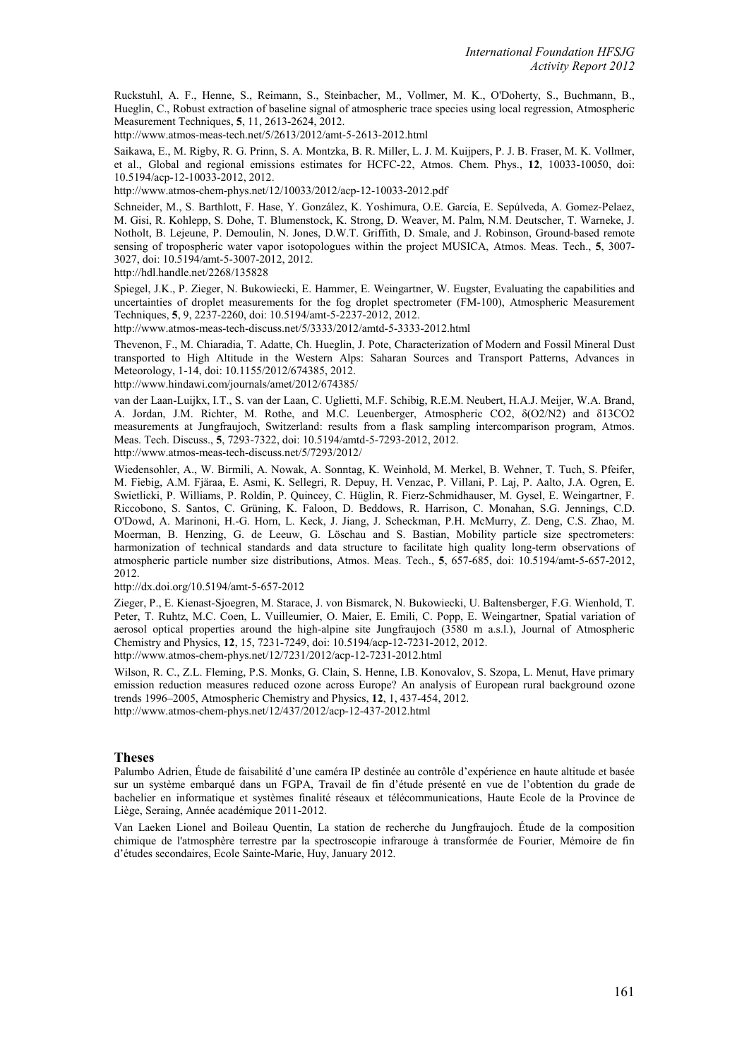Ruckstuhl, A. F., Henne, S., Reimann, S., Steinbacher, M., Vollmer, M. K., O'Doherty, S., Buchmann, B., Hueglin, C., Robust extraction of baseline signal of atmospheric trace species using local regression, Atmospheric Measurement Techniques, **5**, 11, 2613-2624, 2012.
http://www.atmos-meas-tech.net/5/2613/2012/amt-5-2613-2012.html

Saikawa, E., M. Rigby, R. G. Prinn, S. A. Montzka, B. R. Miller, L. J. M. Kuijpers, P. J. B. Fraser, M. K. Vollmer, et al., Global and regional emissions estimates for HCFC-22, Atmos. Chem. Phys., **12**, 10033-10050, doi: 10.5194/acp-12-10033-2012, 2012.
http://www.atmos-chem-phys.net/12/10033/2012/acp-12-10033-2012.pdf

Schneider, M., S. Barthlott, F. Hase, Y. González, K. Yoshimura, O.E. García, E. Sepúlveda, A. Gomez-Pelaez, M. Gisi, R. Kohlepp, S. Dohe, T. Blumenstock, K. Strong, D. Weaver, M. Palm, N.M. Deutscher, T. Warneke, J. Notholt, B. Lejeune, P. Demoulin, N. Jones, D.W.T. Griffith, D. Smale, and J. Robinson, Ground-based remote sensing of tropospheric water vapor isotopologues within the project MUSICA, Atmos. Meas. Tech., **5**, 3007-3027, doi: 10.5194/amt-5-3007-2012, 2012.
http://hdl.handle.net/2268/135828

Spiegel, J.K., P. Zieger, N. Bukowiecki, E. Hammer, E. Weingartner, W. Eugster, Evaluating the capabilities and uncertainties of droplet measurements for the fog droplet spectrometer (FM-100), Atmospheric Measurement Techniques, **5**, 9, 2237-2260, doi: 10.5194/amt-5-2237-2012, 2012.
http://www.atmos-meas-tech-discuss.net/5/3333/2012/amtd-5-3333-2012.html

Thevenon, F., M. Chiaradia, T. Adatte, Ch. Hueglin, J. Pote, Characterization of Modern and Fossil Mineral Dust transported to High Altitude in the Western Alps: Saharan Sources and Transport Patterns, Advances in Meteorology, 1-14, doi: 10.1155/2012/674385, 2012.
http://www.hindawi.com/journals/amet/2012/674385/

van der Laan-Luijkx, I.T., S. van der Laan, C. Uglietti, M.F. Schibig, R.E.M. Neubert, H.A.J. Meijer, W.A. Brand, A. Jordan, J.M. Richter, M. Rothe, and M.C. Leuenberger, Atmospheric CO2, δ(O2/N2) and δ13CO2 measurements at Jungfraujoch, Switzerland: results from a flask sampling intercomparison program, Atmos. Meas. Tech. Discuss., **5**, 7293-7322, doi: 10.5194/amtd-5-7293-2012, 2012.
http://www.atmos-meas-tech-discuss.net/5/7293/2012/

Wiedensohler, A., W. Birmili, A. Nowak, A. Sonntag, K. Weinhold, M. Merkel, B. Wehner, T. Tuch, S. Pfeifer, M. Fiebig, A.M. Fjäraa, E. Asmi, K. Sellegri, R. Depuy, H. Venzac, P. Villani, P. Laj, P. Aalto, J.A. Ogren, E. Swietlicki, P. Williams, P. Roldin, P. Quincey, C. Hüglin, R. Fierz-Schmidhauser, M. Gysel, E. Weingartner, F. Riccobono, S. Santos, C. Grüning, K. Faloon, D. Beddows, R. Harrison, C. Monahan, S.G. Jennings, C.D. O'Dowd, A. Marinoni, H.-G. Horn, L. Keck, J. Jiang, J. Scheckman, P.H. McMurry, Z. Deng, C.S. Zhao, M. Moerman, B. Henzing, G. de Leeuw, G. Löschau and S. Bastian, Mobility particle size spectrometers: harmonization of technical standards and data structure to facilitate high quality long-term observations of atmospheric particle number size distributions, Atmos. Meas. Tech., **5**, 657-685, doi: 10.5194/amt-5-657-2012, 2012.
http://dx.doi.org/10.5194/amt-5-657-2012

Zieger, P., E. Kienast-Sjoegren, M. Starace, J. von Bismarck, N. Bukowiecki, U. Baltensberger, F.G. Wienhold, T. Peter, T. Ruhtz, M.C. Coen, L. Vuilleumier, O. Maier, E. Emili, C. Popp, E. Weingartner, Spatial variation of aerosol optical properties around the high-alpine site Jungfraujoch (3580 m a.s.l.), Journal of Atmospheric Chemistry and Physics, **12**, 15, 7231-7249, doi: 10.5194/acp-12-7231-2012, 2012.
http://www.atmos-chem-phys.net/12/7231/2012/acp-12-7231-2012.html

Wilson, R. C., Z.L. Fleming, P.S. Monks, G. Clain, S. Henne, I.B. Konovalov, S. Szopa, L. Menut, Have primary emission reduction measures reduced ozone across Europe? An analysis of European rural background ozone trends 1996–2005, Atmospheric Chemistry and Physics, **12**, 1, 437-454, 2012.
http://www.atmos-chem-phys.net/12/437/2012/acp-12-437-2012.html

## Theses

Palumbo Adrien, Étude de faisabilité d'une caméra IP destinée au contrôle d'expérience en haute altitude et basée sur un système embarqué dans un FGPA, Travail de fin d'étude présenté en vue de l'obtention du grade de bachelier en informatique et systèmes finalité réseaux et télécommunications, Haute Ecole de la Province de Liège, Seraing, Année académique 2011-2012.

Van Laeken Lionel and Boileau Quentin, La station de recherche du Jungfraujoch. Étude de la composition chimique de l'atmosphère terrestre par la spectroscopie infrarouge à transformée de Fourier, Mémoire de fin d'études secondaires, Ecole Sainte-Marie, Huy, January 2012.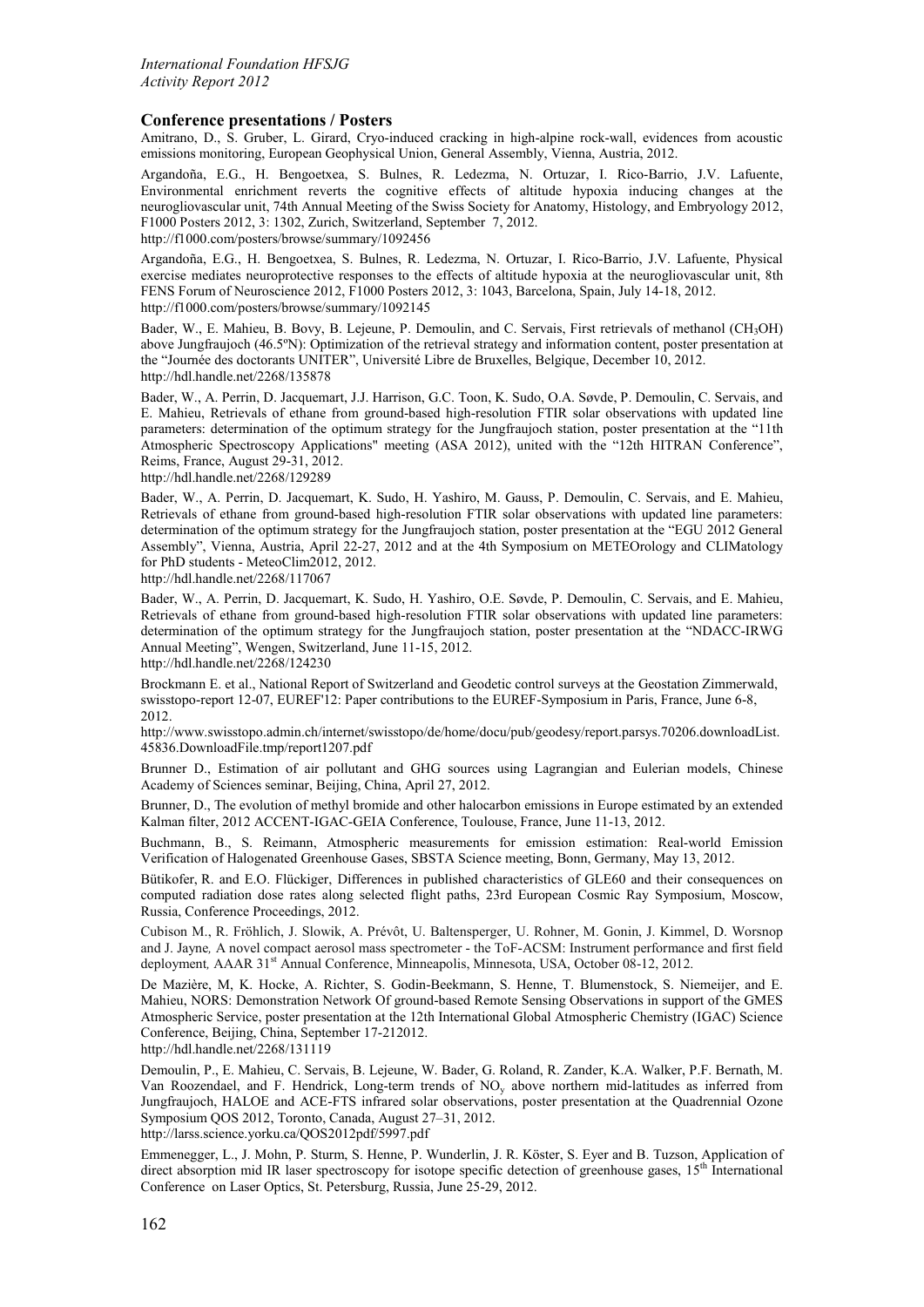## Conference presentations / Posters

Amitrano, D., S. Gruber, L. Girard, Cryo-induced cracking in high-alpine rock-wall, evidences from acoustic emissions monitoring, European Geophysical Union, General Assembly, Vienna, Austria, 2012.

Argandoña, E.G., H. Bengoetxea, S. Bulnes, R. Ledezma, N. Ortuzar, I. Rico-Barrio, J.V. Lafuente, Environmental enrichment reverts the cognitive effects of altitude hypoxia inducing changes at the neurogliovascular unit, 74th Annual Meeting of the Swiss Society for Anatomy, Histology, and Embryology 2012, F1000 Posters 2012, 3: 1302, Zurich, Switzerland, September 7, 2012.
http://f1000.com/posters/browse/summary/1092456

Argandoña, E.G., H. Bengoetxea, S. Bulnes, R. Ledezma, N. Ortuzar, I. Rico-Barrio, J.V. Lafuente, Physical exercise mediates neuroprotective responses to the effects of altitude hypoxia at the neurogliovascular unit, 8th FENS Forum of Neuroscience 2012, F1000 Posters 2012, 3: 1043, Barcelona, Spain, July 14-18, 2012.
http://f1000.com/posters/browse/summary/1092145

Bader, W., E. Mahieu, B. Bovy, B. Lejeune, P. Demoulin, and C. Servais, First retrievals of methanol ($CH_3OH$) above Jungfraujoch (46.5ºN): Optimization of the retrieval strategy and information content, poster presentation at the "Journée des doctorants UNITER", Université Libre de Bruxelles, Belgique, December 10, 2012.
http://hdl.handle.net/2268/135878

Bader, W., A. Perrin, D. Jacquemart, J.J. Harrison, G.C. Toon, K. Sudo, O.A. Søvde, P. Demoulin, C. Servais, and E. Mahieu, Retrievals of ethane from ground-based high-resolution FTIR solar observations with updated line parameters: determination of the optimum strategy for the Jungfraujoch station, poster presentation at the "11th Atmospheric Spectroscopy Applications" meeting (ASA 2012), united with the "12th HITRAN Conference", Reims, France, August 29-31, 2012.
http://hdl.handle.net/2268/129289

Bader, W., A. Perrin, D. Jacquemart, K. Sudo, H. Yashiro, M. Gauss, P. Demoulin, C. Servais, and E. Mahieu, Retrievals of ethane from ground-based high-resolution FTIR solar observations with updated line parameters: determination of the optimum strategy for the Jungfraujoch station, poster presentation at the "EGU 2012 General Assembly", Vienna, Austria, April 22-27, 2012 and at the 4th Symposium on METEOrology and CLIMatology for PhD students - MeteoClim2012, 2012.
http://hdl.handle.net/2268/117067

Bader, W., A. Perrin, D. Jacquemart, K. Sudo, H. Yashiro, O.E. Søvde, P. Demoulin, C. Servais, and E. Mahieu, Retrievals of ethane from ground-based high-resolution FTIR solar observations with updated line parameters: determination of the optimum strategy for the Jungfraujoch station, poster presentation at the "NDACC-IRWG Annual Meeting", Wengen, Switzerland, June 11-15, 2012.
http://hdl.handle.net/2268/124230

Brockmann E. et al., National Report of Switzerland and Geodetic control surveys at the Geostation Zimmerwald, swisstopo-report 12-07, EUREF'12: Paper contributions to the EUREF-Symposium in Paris, France, June 6-8, 2012.
http://www.swisstopo.admin.ch/internet/swisstopo/de/home/docu/pub/geodesy/report.parsys.70206.downloadList.45836.DownloadFile.tmp/report1207.pdf

Brunner D., Estimation of air pollutant and GHG sources using Lagrangian and Eulerian models, Chinese Academy of Sciences seminar, Beijing, China, April 27, 2012.

Brunner, D., The evolution of methyl bromide and other halocarbon emissions in Europe estimated by an extended Kalman filter, 2012 ACCENT-IGAC-GEIA Conference, Toulouse, France, June 11-13, 2012.

Buchmann, B., S. Reimann, Atmospheric measurements for emission estimation: Real-world Emission Verification of Halogenated Greenhouse Gases, SBSTA Science meeting, Bonn, Germany, May 13, 2012.

Bütikofer, R. and E.O. Flückiger, Differences in published characteristics of GLE60 and their consequences on computed radiation dose rates along selected flight paths, 23rd European Cosmic Ray Symposium, Moscow, Russia, Conference Proceedings, 2012.

Cubison M., R. Fröhlich, J. Slowik, A. Prévôt, U. Baltensperger, U. Rohner, M. Gonin, J. Kimmel, D. Worsnop and J. Jayne*, A novel compact aerosol mass spectrometer - the ToF-ACSM: Instrument performance and first field deployment,* AAAR 31st Annual Conference, Minneapolis, Minnesota, USA, October 08-12, 2012.

De Mazière, M, K. Hocke, A. Richter, S. Godin-Beekmann, S. Henne, T. Blumenstock, S. Niemeijer, and E. Mahieu, NORS: Demonstration Network Of ground-based Remote Sensing Observations in support of the GMES Atmospheric Service, poster presentation at the 12th International Global Atmospheric Chemistry (IGAC) Science Conference, Beijing, China, September 17-212012.
http://hdl.handle.net/2268/131119

Demoulin, P., E. Mahieu, C. Servais, B. Lejeune, W. Bader, G. Roland, R. Zander, K.A. Walker, P.F. Bernath, M. Van Roozendael, and F. Hendrick, Long-term trends of $NO_y$ above northern mid-latitudes as inferred from Jungfraujoch, HALOE and ACE-FTS infrared solar observations, poster presentation at the Quadrennial Ozone Symposium QOS 2012, Toronto, Canada, August 27–31, 2012.
http://larss.science.yorku.ca/QOS2012pdf/5997.pdf

Emmenegger, L., J. Mohn, P. Sturm, S. Henne, P. Wunderlin, J. R. Köster, S. Eyer and B. Tuzson, Application of direct absorption mid IR laser spectroscopy for isotope specific detection of greenhouse gases, 15th International Conference on Laser Optics, St. Petersburg, Russia, June 25-29, 2012.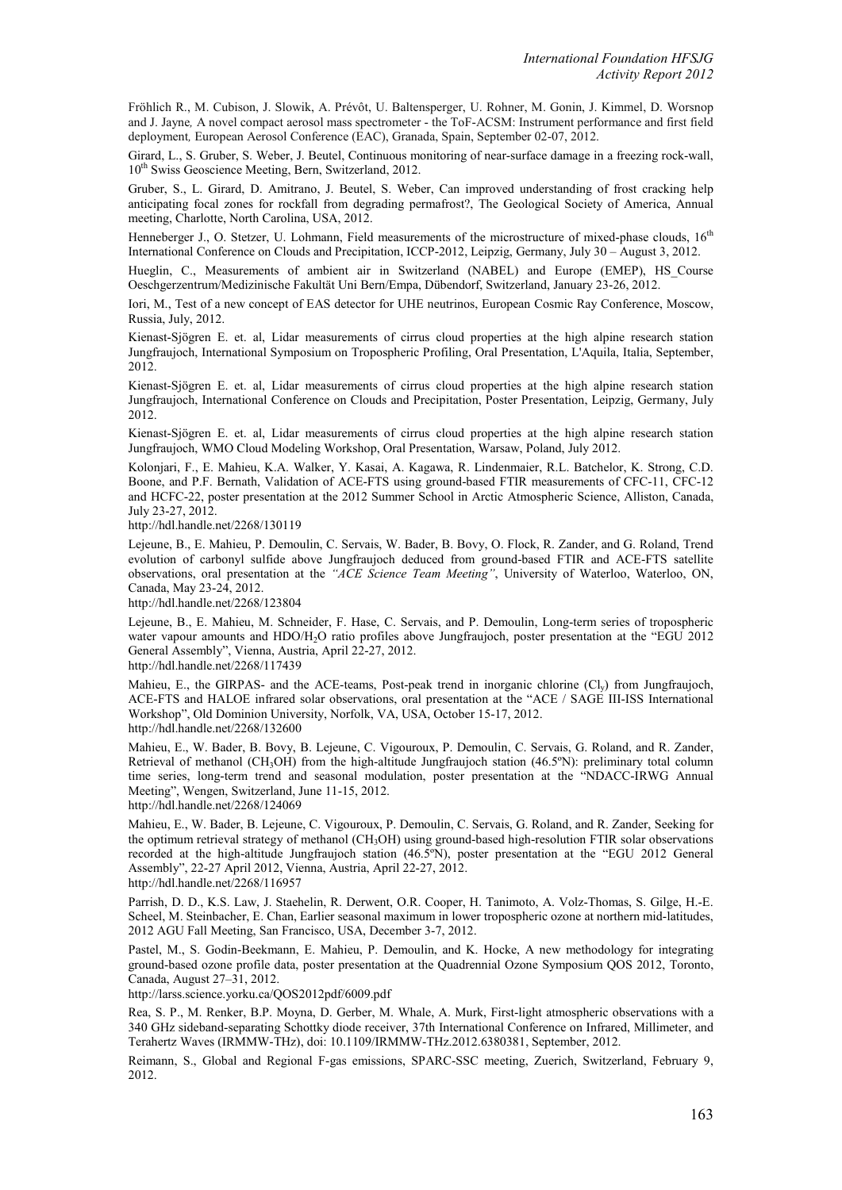Fröhlich R., M. Cubison, J. Slowik, A. Prévôt, U. Baltensperger, U. Rohner, M. Gonin, J. Kimmel, D. Worsnop and J. Jayne*,* A novel compact aerosol mass spectrometer - the ToF-ACSM: Instrument performance and first field deployment*,* European Aerosol Conference (EAC), Granada, Spain, September 02-07, 2012.

Girard, L., S. Gruber, S. Weber, J. Beutel, Continuous monitoring of near-surface damage in a freezing rock-wall, 10th Swiss Geoscience Meeting, Bern, Switzerland, 2012.

Gruber, S., L. Girard, D. Amitrano, J. Beutel, S. Weber, Can improved understanding of frost cracking help anticipating focal zones for rockfall from degrading permafrost?, The Geological Society of America, Annual meeting, Charlotte, North Carolina, USA, 2012.

Henneberger J., O. Stetzer, U. Lohmann, Field measurements of the microstructure of mixed-phase clouds, 16th International Conference on Clouds and Precipitation, ICCP-2012, Leipzig, Germany, July 30 – August 3, 2012.

Hueglin, C., Measurements of ambient air in Switzerland (NABEL) and Europe (EMEP), HS_Course Oeschgerzentrum/Medizinische Fakultät Uni Bern/Empa, Dübendorf, Switzerland, January 23-26, 2012.

Iori, M., Test of a new concept of EAS detector for UHE neutrinos, European Cosmic Ray Conference, Moscow, Russia, July, 2012.

Kienast-Sjögren E. et. al, Lidar measurements of cirrus cloud properties at the high alpine research station Jungfraujoch, International Symposium on Tropospheric Profiling, Oral Presentation, L'Aquila, Italia, September, 2012.

Kienast-Sjögren E. et. al, Lidar measurements of cirrus cloud properties at the high alpine research station Jungfraujoch, International Conference on Clouds and Precipitation, Poster Presentation, Leipzig, Germany, July 2012.

Kienast-Sjögren E. et. al, Lidar measurements of cirrus cloud properties at the high alpine research station Jungfraujoch, WMO Cloud Modeling Workshop, Oral Presentation, Warsaw, Poland, July 2012.

Kolonjari, F., E. Mahieu, K.A. Walker, Y. Kasai, A. Kagawa, R. Lindenmaier, R.L. Batchelor, K. Strong, C.D. Boone, and P.F. Bernath, Validation of ACE-FTS using ground-based FTIR measurements of CFC-11, CFC-12 and HCFC-22, poster presentation at the 2012 Summer School in Arctic Atmospheric Science, Alliston, Canada, July 23-27, 2012.
http://hdl.handle.net/2268/130119

Lejeune, B., E. Mahieu, P. Demoulin, C. Servais, W. Bader, B. Bovy, O. Flock, R. Zander, and G. Roland, Trend evolution of carbonyl sulfide above Jungfraujoch deduced from ground-based FTIR and ACE-FTS satellite observations, oral presentation at the *"ACE Science Team Meeting"*, University of Waterloo, Waterloo, ON, Canada, May 23-24, 2012.
http://hdl.handle.net/2268/123804

Lejeune, B., E. Mahieu, M. Schneider, F. Hase, C. Servais, and P. Demoulin, Long-term series of tropospheric water vapour amounts and HDO/$H_2O$ ratio profiles above Jungfraujoch, poster presentation at the "EGU 2012 General Assembly", Vienna, Austria, April 22-27, 2012.
http://hdl.handle.net/2268/117439

Mahieu, E., the GIRPAS- and the ACE-teams, Post-peak trend in inorganic chlorine ($Cl_y$) from Jungfraujoch, ACE-FTS and HALOE infrared solar observations, oral presentation at the "ACE / SAGE III-ISS International Workshop", Old Dominion University, Norfolk, VA, USA, October 15-17, 2012.
http://hdl.handle.net/2268/132600

Mahieu, E., W. Bader, B. Bovy, B. Lejeune, C. Vigouroux, P. Demoulin, C. Servais, G. Roland, and R. Zander, Retrieval of methanol ($CH_3OH$) from the high-altitude Jungfraujoch station (46.5ºN): preliminary total column time series, long-term trend and seasonal modulation, poster presentation at the "NDACC-IRWG Annual Meeting", Wengen, Switzerland, June 11-15, 2012.
http://hdl.handle.net/2268/124069

Mahieu, E., W. Bader, B. Lejeune, C. Vigouroux, P. Demoulin, C. Servais, G. Roland, and R. Zander, Seeking for the optimum retrieval strategy of methanol ($CH_3OH$) using ground-based high-resolution FTIR solar observations recorded at the high-altitude Jungfraujoch station (46.5ºN), poster presentation at the "EGU 2012 General Assembly", 22-27 April 2012, Vienna, Austria, April 22-27, 2012.
http://hdl.handle.net/2268/116957

Parrish, D. D., K.S. Law, J. Staehelin, R. Derwent, O.R. Cooper, H. Tanimoto, A. Volz-Thomas, S. Gilge, H.-E. Scheel, M. Steinbacher, E. Chan, Earlier seasonal maximum in lower tropospheric ozone at northern mid-latitudes, 2012 AGU Fall Meeting, San Francisco, USA, December 3-7, 2012.

Pastel, M., S. Godin-Beekmann, E. Mahieu, P. Demoulin, and K. Hocke, A new methodology for integrating ground-based ozone profile data, poster presentation at the Quadrennial Ozone Symposium QOS 2012, Toronto, Canada, August 27–31, 2012.
http://larss.science.yorku.ca/QOS2012pdf/6009.pdf

Rea, S. P., M. Renker, B.P. Moyna, D. Gerber, M. Whale, A. Murk, First-light atmospheric observations with a 340 GHz sideband-separating Schottky diode receiver, 37th International Conference on Infrared, Millimeter, and Terahertz Waves (IRMMW-THz), doi: 10.1109/IRMMW-THz.2012.6380381, September, 2012.

Reimann, S., Global and Regional F-gas emissions, SPARC-SSC meeting, Zuerich, Switzerland, February 9, 2012.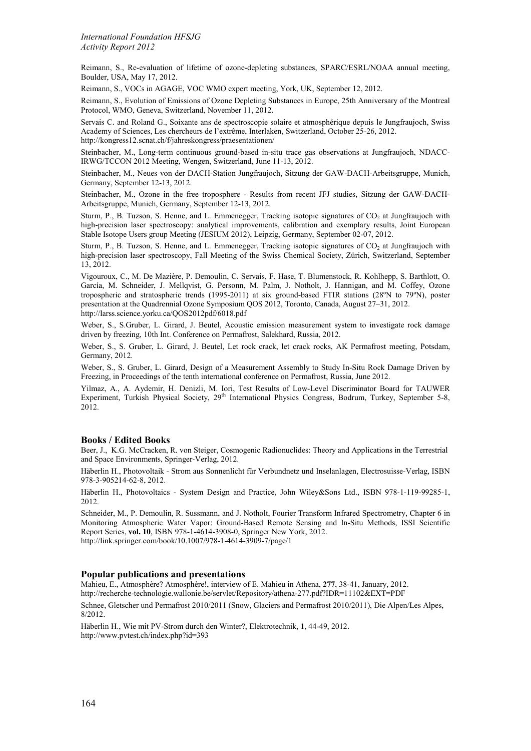Reimann, S., Re-evaluation of lifetime of ozone-depleting substances, SPARC/ESRL/NOAA annual meeting, Boulder, USA, May 17, 2012.

Reimann, S., VOCs in AGAGE, VOC WMO expert meeting, York, UK, September 12, 2012.

Reimann, S., Evolution of Emissions of Ozone Depleting Substances in Europe, 25th Anniversary of the Montreal Protocol, WMO, Geneva, Switzerland, November 11, 2012.

Servais C. and Roland G., Soixante ans de spectroscopie solaire et atmosphérique depuis le Jungfraujoch, Swiss Academy of Sciences, Les chercheurs de l'extrême, Interlaken, Switzerland, October 25-26, 2012. http://kongress12.scnat.ch/f/jahreskongress/praesentationen/

Steinbacher, M., Long-term continuous ground-based in-situ trace gas observations at Jungfraujoch, NDACC-IRWG/TCCON 2012 Meeting, Wengen, Switzerland, June 11-13, 2012.

Steinbacher, M., Neues von der DACH-Station Jungfraujoch, Sitzung der GAW-DACH-Arbeitsgruppe, Munich, Germany, September 12-13, 2012.

Steinbacher, M., Ozone in the free troposphere - Results from recent JFJ studies, Sitzung der GAW-DACH-Arbeitsgruppe, Munich, Germany, September 12-13, 2012.

Sturm, P., B. Tuzson, S. Henne, and L. Emmenegger, Tracking isotopic signatures of $CO_2$ at Jungfraujoch with high-precision laser spectroscopy: analytical improvements, calibration and exemplary results, Joint European Stable Isotope Users group Meeting (JESIUM 2012), Leipzig, Germany, September 02-07, 2012.

Sturm, P., B. Tuzson, S. Henne, and L. Emmenegger, Tracking isotopic signatures of $CO_2$ at Jungfraujoch with high-precision laser spectroscopy, Fall Meeting of the Swiss Chemical Society, Zürich, Switzerland, September 13, 2012.

Vigouroux, C., M. De Mazière, P. Demoulin, C. Servais, F. Hase, T. Blumenstock, R. Kohlhepp, S. Barthlott, O. García, M. Schneider, J. Mellqvist, G. Personn, M. Palm, J. Notholt, J. Hannigan, and M. Coffey, Ozone tropospheric and stratospheric trends (1995-2011) at six ground-based FTIR stations (28ºN to 79ºN), poster presentation at the Quadrennial Ozone Symposium QOS 2012, Toronto, Canada, August 27–31, 2012. http://larss.science.yorku.ca/QOS2012pdf/6018.pdf

Weber, S., S.Gruber, L. Girard, J. Beutel, Acoustic emission measurement system to investigate rock damage driven by freezing, 10th Int. Conference on Permafrost, Salekhard, Russia, 2012.

Weber, S., S. Gruber, L. Girard, J. Beutel, Let rock crack, let crack rocks, AK Permafrost meeting, Potsdam, Germany, 2012.

Weber, S., S. Gruber, L. Girard, Design of a Measurement Assembly to Study In-Situ Rock Damage Driven by Freezing, in Proceedings of the tenth international conference on Permafrost, Russia, June 2012.

Yilmaz, A., A. Aydemir, H. Denizli, M. Iori, Test Results of Low-Level Discriminator Board for TAUWER Experiment, Turkish Physical Society, 29th International Physics Congress, Bodrum, Turkey, September 5-8, 2012.

### Books / Edited Books

Beer, J., K.G. McCracken, R. von Steiger, Cosmogenic Radionuclides: Theory and Applications in the Terrestrial and Space Environments, Springer-Verlag, 2012.

Häberlin H., Photovoltaik - Strom aus Sonnenlicht für Verbundnetz und Inselanlagen, Electrosuisse-Verlag, ISBN 978-3-905214-62-8, 2012.

Häberlin H., Photovoltaics - System Design and Practice, John Wiley&Sons Ltd., ISBN 978-1-119-99285-1, 2012.

Schneider, M., P. Demoulin, R. Sussmann, and J. Notholt, Fourier Transform Infrared Spectrometry, Chapter 6 in Monitoring Atmospheric Water Vapor: Ground-Based Remote Sensing and In-Situ Methods, ISSI Scientific Report Series, **vol. 10**, ISBN 978-1-4614-3908-0, Springer New York, 2012. http://link.springer.com/book/10.1007/978-1-4614-3909-7/page/1

### Popular publications and presentations

Mahieu, E., Atmosphère? Atmosphère!, interview of E. Mahieu in Athena, **277**, 38-41, January, 2012. http://recherche-technologie.wallonie.be/servlet/Repository/athena-277.pdf?IDR=11102&EXT=PDF

Schnee, Gletscher und Permafrost 2010/2011 (Snow, Glaciers and Permafrost 2010/2011), Die Alpen/Les Alpes, 8/2012.

Häberlin H., Wie mit PV-Strom durch den Winter?, Elektrotechnik, **1**, 44-49, 2012. http://www.pvtest.ch/index.php?id=393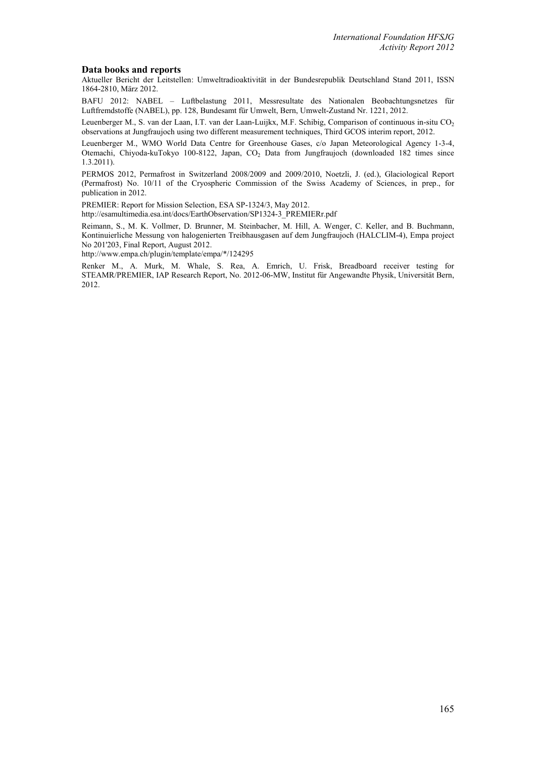### Data books and reports

Aktueller Bericht der Leitstellen: Umweltradioaktivität in der Bundesrepublik Deutschland Stand 2011, ISSN 1864-2810, März 2012.

BAFU 2012: NABEL – Luftbelastung 2011, Messresultate des Nationalen Beobachtungsnetzes für Luftfremdstoffe (NABEL), pp. 128, Bundesamt für Umwelt, Bern, Umwelt-Zustand Nr. 1221, 2012.

Leuenberger M., S. van der Laan, I.T. van der Laan-Luijkx, M.F. Schibig, Comparison of continuous in-situ $CO_2$ observations at Jungfraujoch using two different measurement techniques, Third GCOS interim report, 2012.

Leuenberger M., WMO World Data Centre for Greenhouse Gases, c/o Japan Meteorological Agency 1-3-4, Otemachi, Chiyoda-kuTokyo 100-8122, Japan, $CO_2$ Data from Jungfraujoch (downloaded 182 times since 1.3.2011).

PERMOS 2012, Permafrost in Switzerland 2008/2009 and 2009/2010, Noetzli, J. (ed.), Glaciological Report (Permafrost) No. 10/11 of the Cryospheric Commission of the Swiss Academy of Sciences, in prep., for publication in 2012.

PREMIER: Report for Mission Selection, ESA SP-1324/3, May 2012.
http://esamultimedia.esa.int/docs/EarthObservation/SP1324-3_PREMIERr.pdf

Reimann, S., M. K. Vollmer, D. Brunner, M. Steinbacher, M. Hill, A. Wenger, C. Keller, and B. Buchmann, Kontinuierliche Messung von halogenierten Treibhausgasen auf dem Jungfraujoch (HALCLIM-4), Empa project No 201'203, Final Report, August 2012.
http://www.empa.ch/plugin/template/empa/*/124295

Renker M., A. Murk, M. Whale, S. Rea, A. Emrich, U. Frisk, Breadboard receiver testing for STEAMR/PREMIER, IAP Research Report, No. 2012-06-MW, Institut für Angewandte Physik, Universität Bern, 2012.